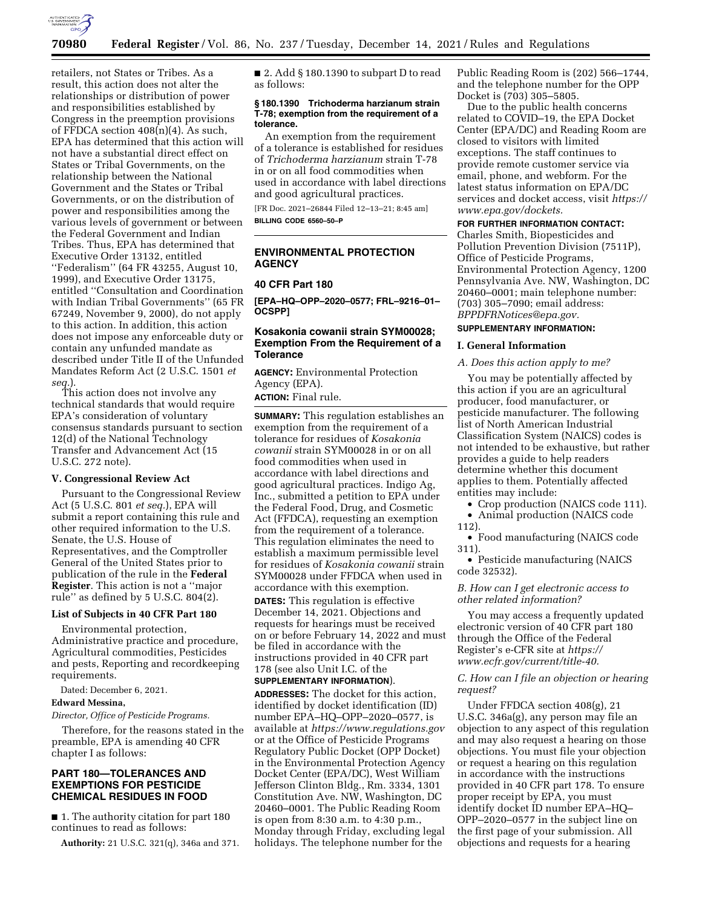retailers, not States or Tribes. As a result, this action does not alter the relationships or distribution of power and responsibilities established by Congress in the preemption provisions of FFDCA section 408(n)(4). As such, EPA has determined that this action will not have a substantial direct effect on States or Tribal Governments, on the relationship between the National Government and the States or Tribal Governments, or on the distribution of power and responsibilities among the various levels of government or between the Federal Government and Indian Tribes. Thus, EPA has determined that Executive Order 13132, entitled ''Federalism'' (64 FR 43255, August 10, 1999), and Executive Order 13175, entitled ''Consultation and Coordination with Indian Tribal Governments'' (65 FR 67249, November 9, 2000), do not apply to this action. In addition, this action does not impose any enforceable duty or contain any unfunded mandate as described under Title II of the Unfunded Mandates Reform Act (2 U.S.C. 1501 *et seq.*).

This action does not involve any technical standards that would require EPA's consideration of voluntary consensus standards pursuant to section 12(d) of the National Technology Transfer and Advancement Act (15 U.S.C. 272 note).

## V. Congressional Review Act

Pursuant to the Congressional Review Act (5 U.S.C. 801 *et seq.*), EPA will submit a report containing this rule and other required information to the U.S. Senate, the U.S. House of Representatives, and the Comptroller General of the United States prior to publication of the rule in the **Federal Register**. This action is not a ''major rule'' as defined by 5 U.S.C. 804(2).

### List of Subjects in 40 CFR Part 180

Environmental protection, Administrative practice and procedure, Agricultural commodities, Pesticides and pests, Reporting and recordkeeping requirements.

Dated: December 6, 2021.

**Edward Messina,**

*Director, Office of Pesticide Programs.*

Therefore, for the reasons stated in the preamble, EPA is amending 40 CFR chapter I as follows:

## PART 180—TOLERANCES AND EXEMPTIONS FOR PESTICIDE CHEMICAL RESIDUES IN FOOD

■ 1. The authority citation for part 180 continues to read as follows:

**Authority:** 21 U.S.C. 321(q), 346a and 371.

■ 2. Add § 180.1390 to subpart D to read as follows:

**§ 180.1390 Trichoderma harzianum strain T-78; exemption from the requirement of a tolerance.**

An exemption from the requirement of a tolerance is established for residues of *Trichoderma harzianum* strain T-78 in or on all food commodities when used in accordance with label directions and good agricultural practices.

[FR Doc. 2021–26844 Filed 12–13–21; 8:45 am]

**BILLING CODE 6560–50–P**

---

## ENVIRONMENTAL PROTECTION AGENCY

### 40 CFR Part 180

**[EPA–HQ–OPP–2020–0577; FRL–9216–01–OCSPP]**

## Kosakonia cowanii strain SYM00028; Exemption From the Requirement of a Tolerance

**AGENCY:** Environmental Protection Agency (EPA).

**ACTION:** Final rule.

**SUMMARY:** This regulation establishes an exemption from the requirement of a tolerance for residues of *Kosakonia cowanii* strain SYM00028 in or on all food commodities when used in accordance with label directions and good agricultural practices. Indigo Ag, Inc., submitted a petition to EPA under the Federal Food, Drug, and Cosmetic Act (FFDCA), requesting an exemption from the requirement of a tolerance. This regulation eliminates the need to establish a maximum permissible level for residues of *Kosakonia cowanii* strain SYM00028 under FFDCA when used in accordance with this exemption.

**DATES:** This regulation is effective December 14, 2021. Objections and requests for hearings must be received on or before February 14, 2022 and must be filed in accordance with the instructions provided in 40 CFR part 178 (see also Unit I.C. of the **SUPPLEMENTARY INFORMATION**).

**ADDRESSES:** The docket for this action, identified by docket identification (ID) number EPA–HQ–OPP–2020–0577, is available at *https://www.regulations.gov* or at the Office of Pesticide Programs Regulatory Public Docket (OPP Docket) in the Environmental Protection Agency Docket Center (EPA/DC), West William Jefferson Clinton Bldg., Rm. 3334, 1301 Constitution Ave. NW, Washington, DC 20460–0001. The Public Reading Room is open from 8:30 a.m. to 4:30 p.m., Monday through Friday, excluding legal holidays. The telephone number for the Public Reading Room is (202) 566–1744, and the telephone number for the OPP Docket is (703) 305–5805.

Due to the public health concerns related to COVID–19, the EPA Docket Center (EPA/DC) and Reading Room are closed to visitors with limited exceptions. The staff continues to provide remote customer service via email, phone, and webform. For the latest status information on EPA/DC services and docket access, visit *https://www.epa.gov/dockets.*

**FOR FURTHER INFORMATION CONTACT:** Charles Smith, Biopesticides and Pollution Prevention Division (7511P), Office of Pesticide Programs, Environmental Protection Agency, 1200 Pennsylvania Ave. NW, Washington, DC 20460–0001; main telephone number: (703) 305–7090; email address: *BPPDFRNotices@epa.gov.*

**SUPPLEMENTARY INFORMATION:**

### I. General Information

*A. Does this action apply to me?*

You may be potentially affected by this action if you are an agricultural producer, food manufacturer, or pesticide manufacturer. The following list of North American Industrial Classification System (NAICS) codes is not intended to be exhaustive, but rather provides a guide to help readers determine whether this document applies to them. Potentially affected entities may include:

- Crop production (NAICS code 111).
- Animal production (NAICS code 112).
- Food manufacturing (NAICS code 311).
- Pesticide manufacturing (NAICS code 32532).

*B. How can I get electronic access to other related information?*

You may access a frequently updated electronic version of 40 CFR part 180 through the Office of the Federal Register's e-CFR site at *https://www.ecfr.gov/current/title-40.*

*C. How can I file an objection or hearing request?*

Under FFDCA section 408(g), 21 U.S.C. 346a(g), any person may file an objection to any aspect of this regulation and may also request a hearing on those objections. You must file your objection or request a hearing on this regulation in accordance with the instructions provided in 40 CFR part 178. To ensure proper receipt by EPA, you must identify docket ID number EPA–HQ–OPP–2020–0577 in the subject line on the first page of your submission. All objections and requests for a hearing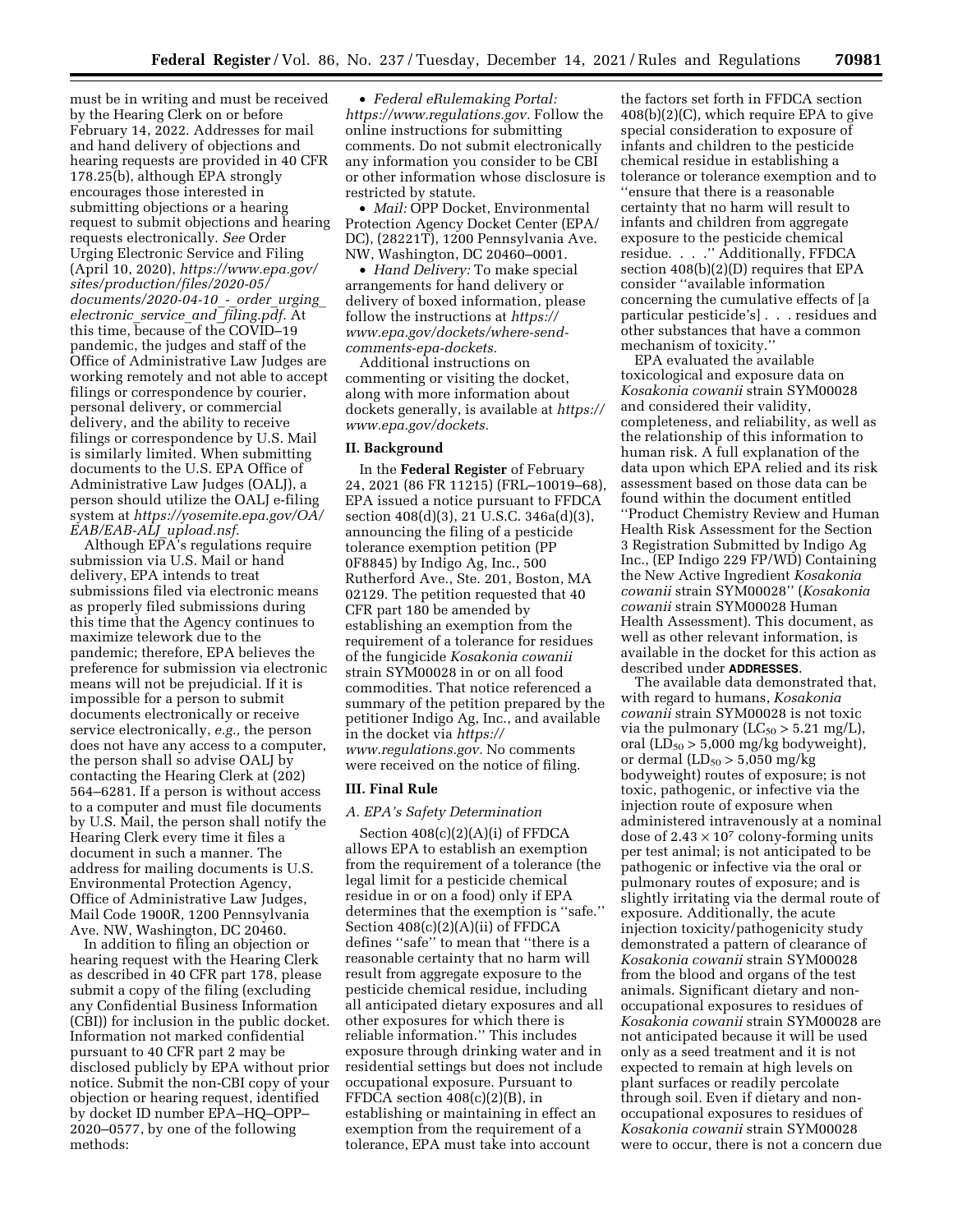must be in writing and must be received by the Hearing Clerk on or before February 14, 2022. Addresses for mail and hand delivery of objections and hearing requests are provided in 40 CFR 178.25(b), although EPA strongly encourages those interested in submitting objections or a hearing request to submit objections and hearing requests electronically. *See* Order Urging Electronic Service and Filing (April 10, 2020), *https://www.epa.gov/sites/production/files/2020-05/documents/2020-04-10_-_order_urging_electronic_service_and_filing.pdf*. At this time, because of the COVID–19 pandemic, the judges and staff of the Office of Administrative Law Judges are working remotely and not able to accept filings or correspondence by courier, personal delivery, or commercial delivery, and the ability to receive filings or correspondence by U.S. Mail is similarly limited. When submitting documents to the U.S. EPA Office of Administrative Law Judges (OALJ), a person should utilize the OALJ e-filing system at *https://yosemite.epa.gov/OA/EAB/EAB-ALJ_upload.nsf*.

Although EPA's regulations require submission via U.S. Mail or hand delivery, EPA intends to treat submissions filed via electronic means as properly filed submissions during this time that the Agency continues to maximize telework due to the pandemic; therefore, EPA believes the preference for submission via electronic means will not be prejudicial. If it is impossible for a person to submit documents electronically or receive service electronically, *e.g.,* the person does not have any access to a computer, the person shall so advise OALJ by contacting the Hearing Clerk at (202) 564–6281. If a person is without access to a computer and must file documents by U.S. Mail, the person shall notify the Hearing Clerk every time it files a document in such a manner. The address for mailing documents is U.S. Environmental Protection Agency, Office of Administrative Law Judges, Mail Code 1900R, 1200 Pennsylvania Ave. NW, Washington, DC 20460.

In addition to filing an objection or hearing request with the Hearing Clerk as described in 40 CFR part 178, please submit a copy of the filing (excluding any Confidential Business Information (CBI)) for inclusion in the public docket. Information not marked confidential pursuant to 40 CFR part 2 may be disclosed publicly by EPA without prior notice. Submit the non-CBI copy of your objection or hearing request, identified by docket ID number EPA–HQ–OPP–2020–0577, by one of the following methods:

- *Federal eRulemaking Portal: https://www.regulations.gov.* Follow the online instructions for submitting comments. Do not submit electronically any information you consider to be CBI or other information whose disclosure is restricted by statute.
- *Mail:* OPP Docket, Environmental Protection Agency Docket Center (EPA/DC), (28221T), 1200 Pennsylvania Ave. NW, Washington, DC 20460–0001.
- *Hand Delivery:* To make special arrangements for hand delivery or delivery of boxed information, please follow the instructions at *https://www.epa.gov/dockets/where-send-comments-epa-dockets.*

Additional instructions on commenting or visiting the docket, along with more information about dockets generally, is available at *https://www.epa.gov/dockets.*

## II. Background

In the **Federal Register** of February 24, 2021 (86 FR 11215) (FRL–10019–68), EPA issued a notice pursuant to FFDCA section 408(d)(3), 21 U.S.C. 346a(d)(3), announcing the filing of a pesticide tolerance exemption petition (PP 0F8845) by Indigo Ag, Inc., 500 Rutherford Ave., Ste. 201, Boston, MA 02129. The petition requested that 40 CFR part 180 be amended by establishing an exemption from the requirement of a tolerance for residues of the fungicide *Kosakonia cowanii* strain SYM00028 in or on all food commodities. That notice referenced a summary of the petition prepared by the petitioner Indigo Ag, Inc., and available in the docket via *https://www.regulations.gov.* No comments were received on the notice of filing.

## III. Final Rule

### *A. EPA's Safety Determination*

Section 408(c)(2)(A)(i) of FFDCA allows EPA to establish an exemption from the requirement of a tolerance (the legal limit for a pesticide chemical residue in or on a food) only if EPA determines that the exemption is "safe." Section 408(c)(2)(A)(ii) of FFDCA defines "safe" to mean that "there is a reasonable certainty that no harm will result from aggregate exposure to the pesticide chemical residue, including all anticipated dietary exposures and all other exposures for which there is reliable information." This includes exposure through drinking water and in residential settings but does not include occupational exposure. Pursuant to FFDCA section 408(c)(2)(B), in establishing or maintaining in effect an exemption from the requirement of a tolerance, EPA must take into account the factors set forth in FFDCA section 408(b)(2)(C), which require EPA to give special consideration to exposure of infants and children to the pesticide chemical residue in establishing a tolerance or tolerance exemption and to "ensure that there is a reasonable certainty that no harm will result to infants and children from aggregate exposure to the pesticide chemical residue. . . ." Additionally, FFDCA section 408(b)(2)(D) requires that EPA consider "available information concerning the cumulative effects of [a particular pesticide's] . . . residues and other substances that have a common mechanism of toxicity."

EPA evaluated the available toxicological and exposure data on *Kosakonia cowanii* strain SYM00028 and considered their validity, completeness, and reliability, as well as the relationship of this information to human risk. A full explanation of the data upon which EPA relied and its risk assessment based on those data can be found within the document entitled "Product Chemistry Review and Human Health Risk Assessment for the Section 3 Registration Submitted by Indigo Ag Inc., (EP Indigo 229 FP/WD) Containing the New Active Ingredient *Kosakonia cowanii* strain SYM00028" (*Kosakonia cowanii* strain SYM00028 Human Health Assessment). This document, as well as other relevant information, is available in the docket for this action as described under **ADDRESSES**.

The available data demonstrated that, with regard to humans, *Kosakonia cowanii* strain SYM00028 is not toxic via the pulmonary ($LC_{50}$ > 5.21 mg/L), oral ($LD_{50}$ > 5,000 mg/kg bodyweight), or dermal ($LD_{50}$ > 5,050 mg/kg bodyweight) routes of exposure; is not toxic, pathogenic, or infective via the injection route of exposure when administered intravenously at a nominal dose of $2.43 \times 10^7$ colony-forming units per test animal; is not anticipated to be pathogenic or infective via the oral or pulmonary routes of exposure; and is slightly irritating via the dermal route of exposure. Additionally, the acute injection toxicity/pathogenicity study demonstrated a pattern of clearance of *Kosakonia cowanii* strain SYM00028 from the blood and organs of the test animals. Significant dietary and non-occupational exposures to residues of *Kosakonia cowanii* strain SYM00028 are not anticipated because it will be used only as a seed treatment and it is not expected to remain at high levels on plant surfaces or readily percolate through soil. Even if dietary and non-occupational exposures to residues of *Kosakonia cowanii* strain SYM00028 were to occur, there is not a concern due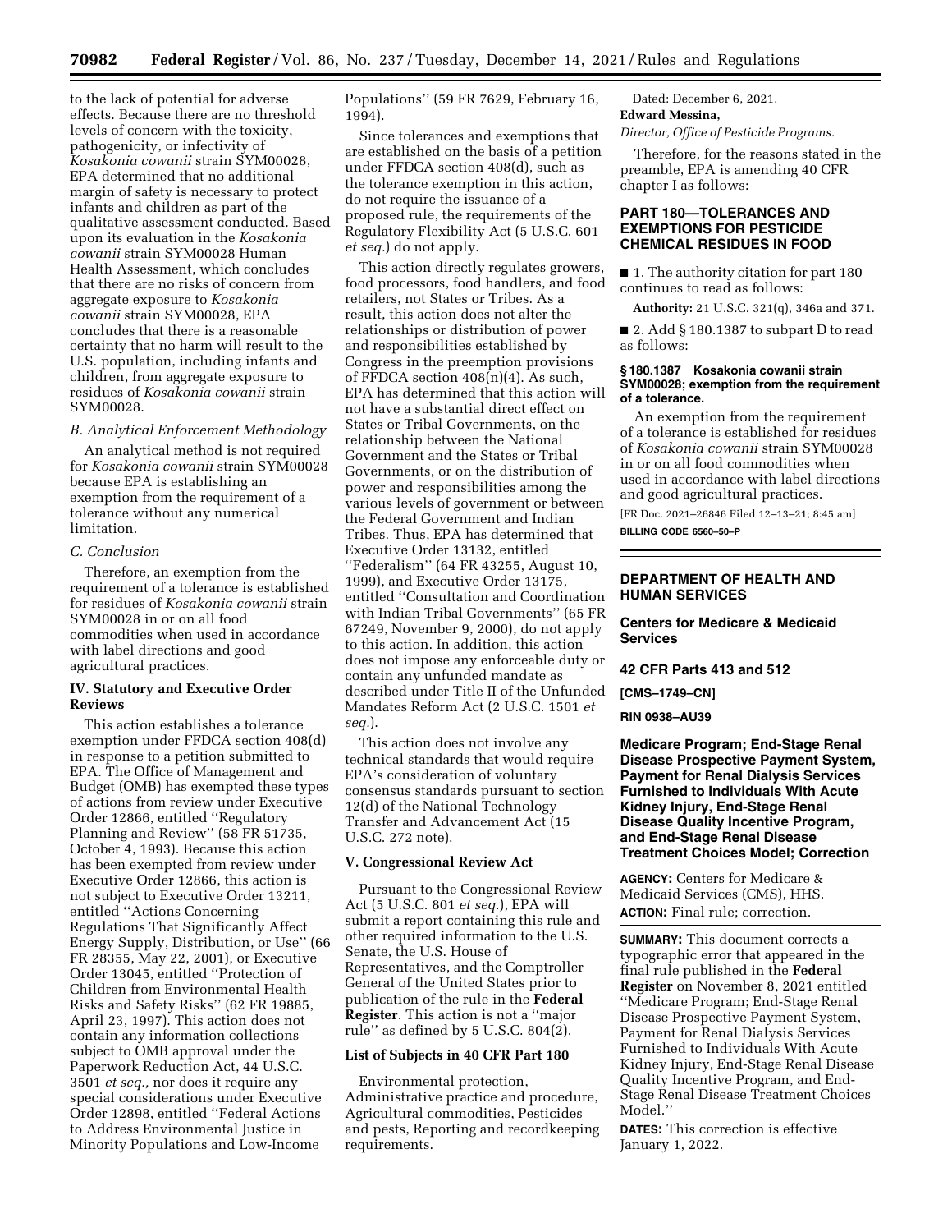to the lack of potential for adverse effects. Because there are no threshold levels of concern with the toxicity, pathogenicity, or infectivity of *Kosakonia cowanii* strain SYM00028, EPA determined that no additional margin of safety is necessary to protect infants and children as part of the qualitative assessment conducted. Based upon its evaluation in the *Kosakonia cowanii* strain SYM00028 Human Health Assessment, which concludes that there are no risks of concern from aggregate exposure to *Kosakonia cowanii* strain SYM00028, EPA concludes that there is a reasonable certainty that no harm will result to the U.S. population, including infants and children, from aggregate exposure to residues of *Kosakonia cowanii* strain SYM00028.

### *B. Analytical Enforcement Methodology*

An analytical method is not required for *Kosakonia cowanii* strain SYM00028 because EPA is establishing an exemption from the requirement of a tolerance without any numerical limitation.

### *C. Conclusion*

Therefore, an exemption from the requirement of a tolerance is established for residues of *Kosakonia cowanii* strain SYM00028 in or on all food commodities when used in accordance with label directions and good agricultural practices.

## IV. Statutory and Executive Order Reviews

This action establishes a tolerance exemption under FFDCA section 408(d) in response to a petition submitted to EPA. The Office of Management and Budget (OMB) has exempted these types of actions from review under Executive Order 12866, entitled ''Regulatory Planning and Review'' (58 FR 51735, October 4, 1993). Because this action has been exempted from review under Executive Order 12866, this action is not subject to Executive Order 13211, entitled ''Actions Concerning Regulations That Significantly Affect Energy Supply, Distribution, or Use'' (66 FR 28355, May 22, 2001), or Executive Order 13045, entitled ''Protection of Children from Environmental Health Risks and Safety Risks'' (62 FR 19885, April 23, 1997). This action does not contain any information collections subject to OMB approval under the Paperwork Reduction Act, 44 U.S.C. 3501 *et seq.,* nor does it require any special considerations under Executive Order 12898, entitled ''Federal Actions to Address Environmental Justice in Minority Populations and Low-Income Populations'' (59 FR 7629, February 16, 1994).

Since tolerances and exemptions that are established on the basis of a petition under FFDCA section 408(d), such as the tolerance exemption in this action, do not require the issuance of a proposed rule, the requirements of the Regulatory Flexibility Act (5 U.S.C. 601 *et seq.*) do not apply.

This action directly regulates growers, food processors, food handlers, and food retailers, not States or Tribes. As a result, this action does not alter the relationships or distribution of power and responsibilities established by Congress in the preemption provisions of FFDCA section 408(n)(4). As such, EPA has determined that this action will not have a substantial direct effect on States or Tribal Governments, on the relationship between the National Government and the States or Tribal Governments, or on the distribution of power and responsibilities among the various levels of government or between the Federal Government and Indian Tribes. Thus, EPA has determined that Executive Order 13132, entitled ''Federalism'' (64 FR 43255, August 10, 1999), and Executive Order 13175, entitled ''Consultation and Coordination with Indian Tribal Governments'' (65 FR 67249, November 9, 2000), do not apply to this action. In addition, this action does not impose any enforceable duty or contain any unfunded mandate as described under Title II of the Unfunded Mandates Reform Act (2 U.S.C. 1501 *et seq.*).

This action does not involve any technical standards that would require EPA's consideration of voluntary consensus standards pursuant to section 12(d) of the National Technology Transfer and Advancement Act (15 U.S.C. 272 note).

## V. Congressional Review Act

Pursuant to the Congressional Review Act (5 U.S.C. 801 *et seq.*), EPA will submit a report containing this rule and other required information to the U.S. Senate, the U.S. House of Representatives, and the Comptroller General of the United States prior to publication of the rule in the **Federal Register**. This action is not a ''major rule'' as defined by 5 U.S.C. 804(2).

### List of Subjects in 40 CFR Part 180

Environmental protection, Administrative practice and procedure, Agricultural commodities, Pesticides and pests, Reporting and recordkeeping requirements.

Dated: December 6, 2021.

**Edward Messina,**

*Director, Office of Pesticide Programs.*

Therefore, for the reasons stated in the preamble, EPA is amending 40 CFR chapter I as follows:

## PART 180—TOLERANCES AND EXEMPTIONS FOR PESTICIDE CHEMICAL RESIDUES IN FOOD

■ 1. The authority citation for part 180 continues to read as follows:

**Authority:** 21 U.S.C. 321(q), 346a and 371.

■ 2. Add § 180.1387 to subpart D to read as follows:

#### § 180.1387 Kosakonia cowanii strain SYM00028; exemption from the requirement of a tolerance.

An exemption from the requirement of a tolerance is established for residues of *Kosakonia cowanii* strain SYM00028 in or on all food commodities when used in accordance with label directions and good agricultural practices.

[FR Doc. 2021–26846 Filed 12–13–21; 8:45 am]

**BILLING CODE 6560–50–P**

---

# DEPARTMENT OF HEALTH AND HUMAN SERVICES

## Centers for Medicare & Medicaid Services

## 42 CFR Parts 413 and 512

**[CMS–1749–CN]**

**RIN 0938–AU39**

## Medicare Program; End-Stage Renal Disease Prospective Payment System, Payment for Renal Dialysis Services Furnished to Individuals With Acute Kidney Injury, End-Stage Renal Disease Quality Incentive Program, and End-Stage Renal Disease Treatment Choices Model; Correction

**AGENCY:** Centers for Medicare & Medicaid Services (CMS), HHS.

**ACTION:** Final rule; correction.

**SUMMARY:** This document corrects a typographic error that appeared in the final rule published in the **Federal Register** on November 8, 2021 entitled ''Medicare Program; End-Stage Renal Disease Prospective Payment System, Payment for Renal Dialysis Services Furnished to Individuals With Acute Kidney Injury, End-Stage Renal Disease Quality Incentive Program, and End-Stage Renal Disease Treatment Choices Model.''

**DATES:** This correction is effective January 1, 2022.